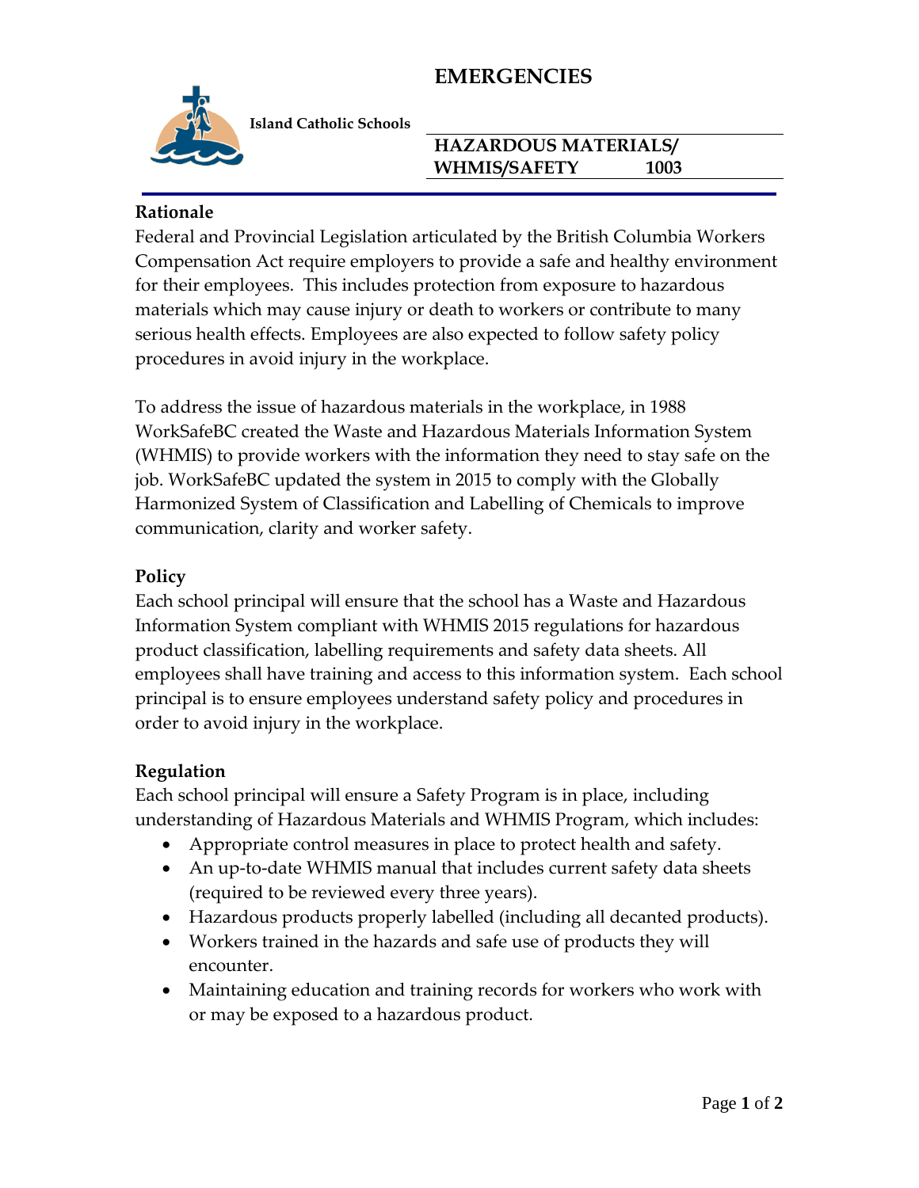# EMERGENCIES

**Island Catholic Schools**

**HAZARDOUS MATERIALS/ WHMIS/SAFETY 1003**

## Rationale

Federal and Provincial Legislation articulated by the British Columbia Workers Compensation Act require employers to provide a safe and healthy environment for their employees. This includes protection from exposure to hazardous materials which may cause injury or death to workers or contribute to many serious health effects. Employees are also expected to follow safety policy procedures in avoid injury in the workplace.

To address the issue of hazardous materials in the workplace, in 1988 WorkSafeBC created the Waste and Hazardous Materials Information System (WHMIS) to provide workers with the information they need to stay safe on the job. WorkSafeBC updated the system in 2015 to comply with the Globally Harmonized System of Classification and Labelling of Chemicals to improve communication, clarity and worker safety.

## Policy

Each school principal will ensure that the school has a Waste and Hazardous Information System compliant with WHMIS 2015 regulations for hazardous product classification, labelling requirements and safety data sheets. All employees shall have training and access to this information system. Each school principal is to ensure employees understand safety policy and procedures in order to avoid injury in the workplace.

## Regulation

Each school principal will ensure a Safety Program is in place, including understanding of Hazardous Materials and WHMIS Program, which includes:

- Appropriate control measures in place to protect health and safety.
- An up-to-date WHMIS manual that includes current safety data sheets (required to be reviewed every three years).
- Hazardous products properly labelled (including all decanted products).
- Workers trained in the hazards and safe use of products they will encounter.
- Maintaining education and training records for workers who work with or may be exposed to a hazardous product.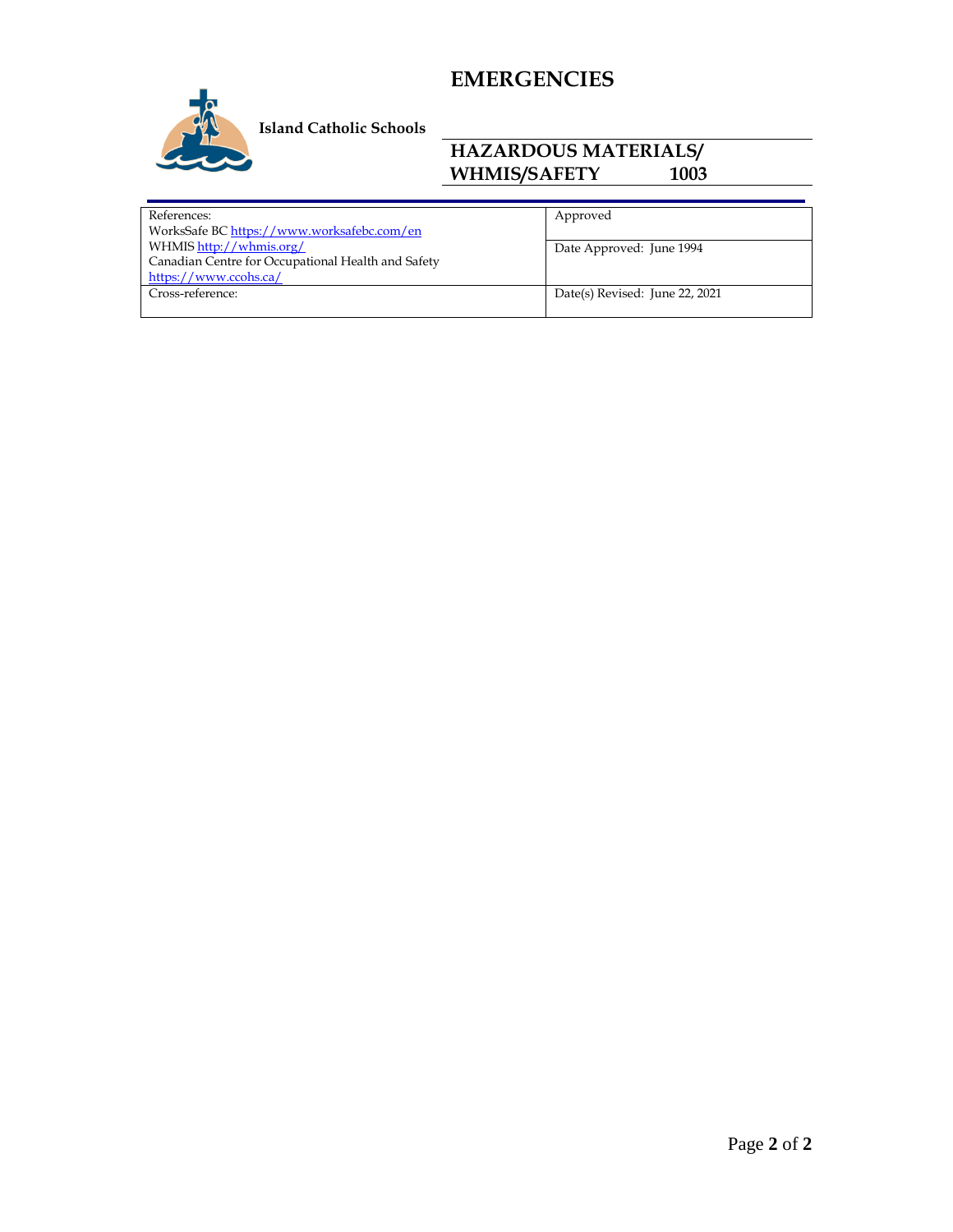# EMERGENCIES

**Island Catholic Schools**

## HAZARDOUS MATERIALS/ WHMIS/SAFETY 1003

| | |
|---|---|
| References:<br>WorksSafe BC https://www.worksafebc.com/en<br>WHMIS http://whmis.org/<br>Canadian Centre for Occupational Health and Safety<br>https://www.ccohs.ca/ | Approved<br><br>Date Approved: June 1994 |
| Cross-reference: | Date(s) Revised: June 22, 2021 |